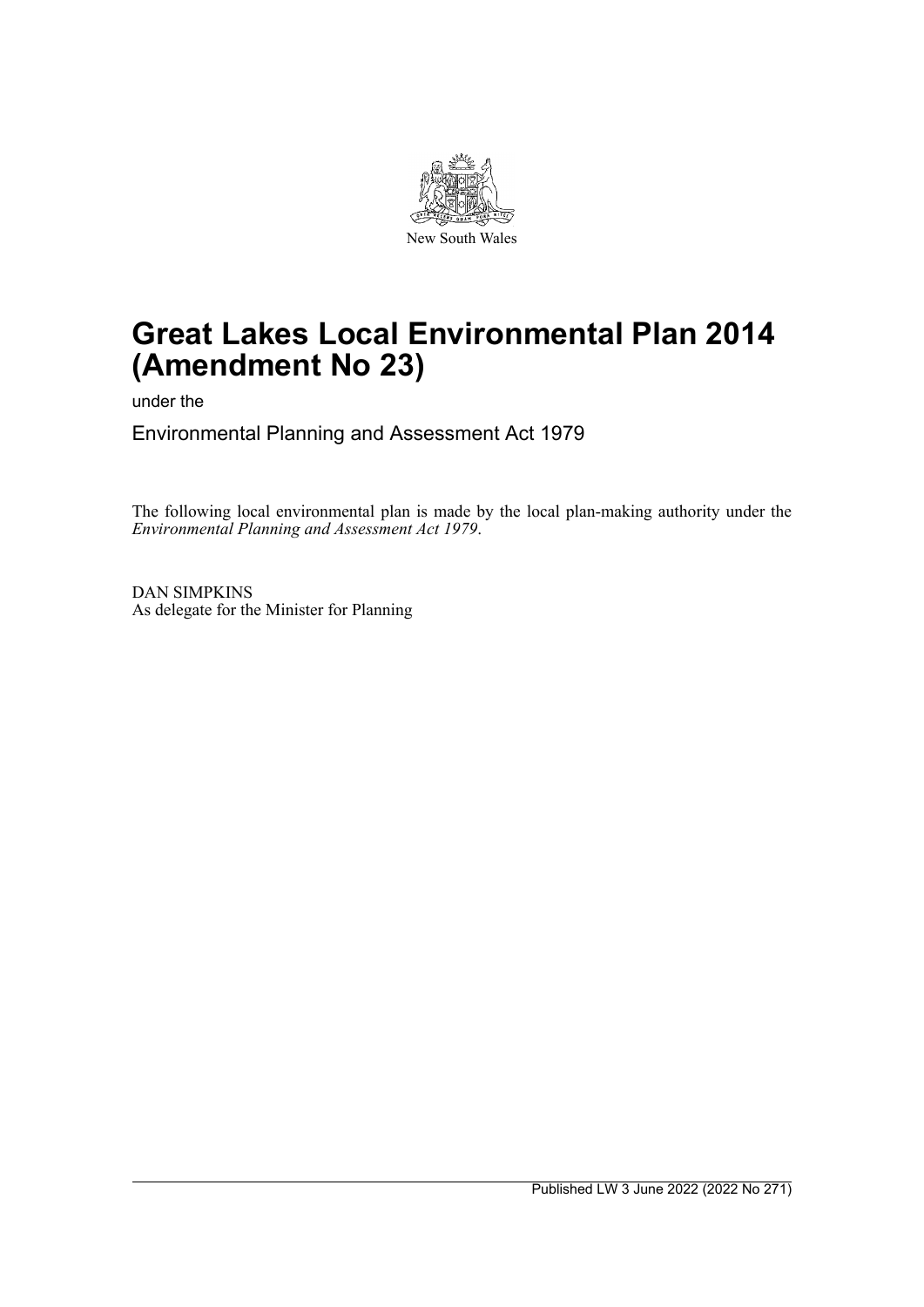New South Wales

# Great Lakes Local Environmental Plan 2014 (Amendment No 23)

under the

Environmental Planning and Assessment Act 1979

The following local environmental plan is made by the local plan-making authority under the *Environmental Planning and Assessment Act 1979*.

DAN SIMPKINS
As delegate for the Minister for Planning

Published LW 3 June 2022 (2022 No 271)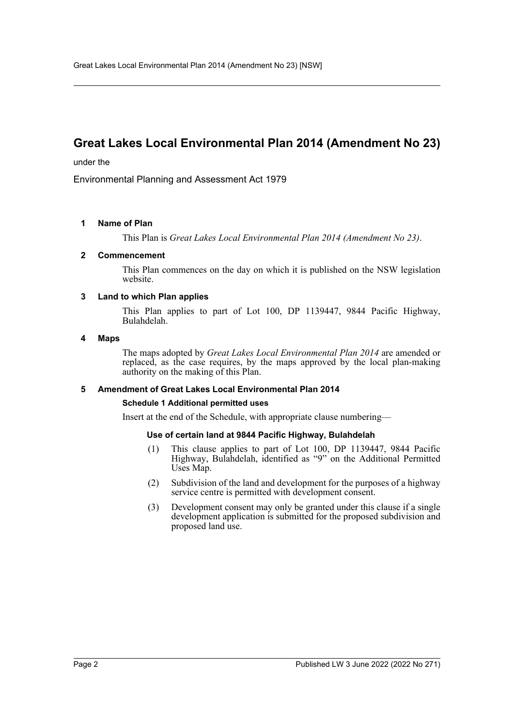# Great Lakes Local Environmental Plan 2014 (Amendment No 23)

under the

Environmental Planning and Assessment Act 1979

## 1 Name of Plan

This Plan is *Great Lakes Local Environmental Plan 2014 (Amendment No 23)*.

## 2 Commencement

This Plan commences on the day on which it is published on the NSW legislation website.

## 3 Land to which Plan applies

This Plan applies to part of Lot 100, DP 1139447, 9844 Pacific Highway, Bulahdelah.

## 4 Maps

The maps adopted by *Great Lakes Local Environmental Plan 2014* are amended or replaced, as the case requires, by the maps approved by the local plan-making authority on the making of this Plan.

## 5 Amendment of Great Lakes Local Environmental Plan 2014

**Schedule 1 Additional permitted uses**

Insert at the end of the Schedule, with appropriate clause numbering—

**Use of certain land at 9844 Pacific Highway, Bulahdelah**

(1) This clause applies to part of Lot 100, DP 1139447, 9844 Pacific Highway, Bulahdelah, identified as "9" on the Additional Permitted Uses Map.

(2) Subdivision of the land and development for the purposes of a highway service centre is permitted with development consent.

(3) Development consent may only be granted under this clause if a single development application is submitted for the proposed subdivision and proposed land use.